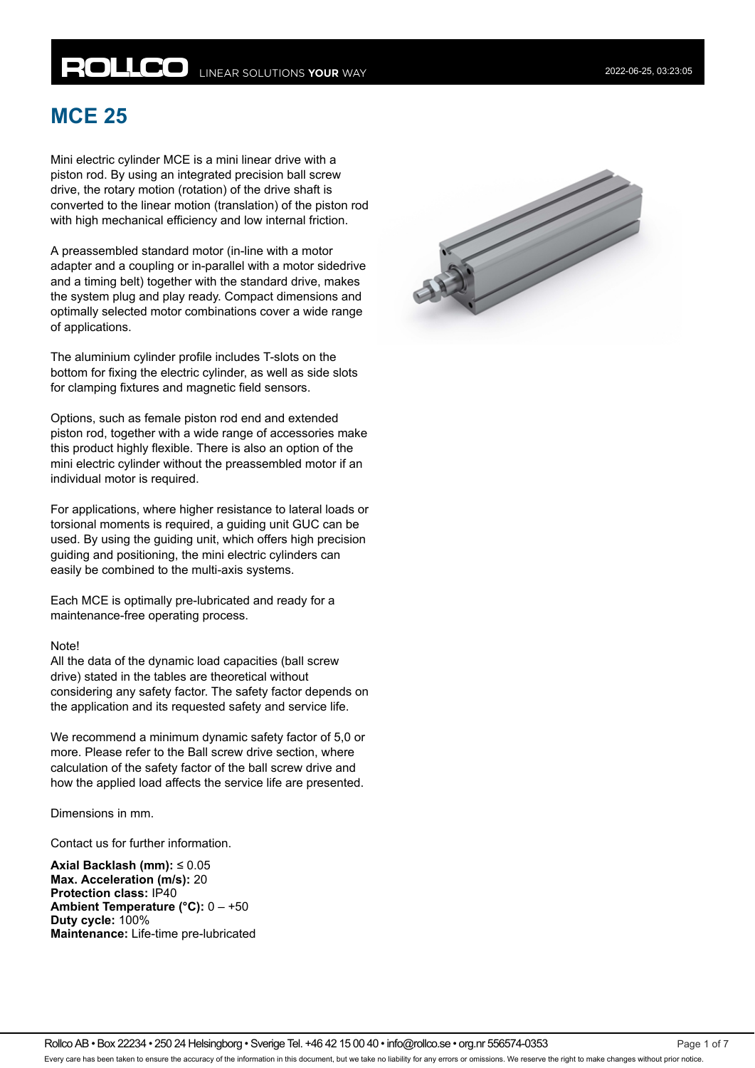# MCE 25

Mini electric cylinder MCE is a mini linear drive with a piston rod. By using an integrated precision ball screw drive, the rotary motion (rotation) of the drive shaft is converted to the linear motion (translation) of the piston rod with high mechanical efficiency and low internal friction.

A preassembled standard motor (in-line with a motor adapter and a coupling or in-parallel with a motor sidedrive and a timing belt) together with the standard drive, makes the system plug and play ready. Compact dimensions and optimally selected motor combinations cover a wide range of applications.

The aluminium cylinder profile includes T-slots on the bottom for fixing the electric cylinder, as well as side slots for clamping fixtures and magnetic field sensors.

Options, such as female piston rod end and extended piston rod, together with a wide range of accessories make this product highly flexible. There is also an option of the mini electric cylinder without the preassembled motor if an individual motor is required.

For applications, where higher resistance to lateral loads or torsional moments is required, a guiding unit GUC can be used. By using the guiding unit, which offers high precision guiding and positioning, the mini electric cylinders can easily be combined to the multi-axis systems.

Each MCE is optimally pre-lubricated and ready for a maintenance-free operating process.

Note!
All the data of the dynamic load capacities (ball screw drive) stated in the tables are theoretical without considering any safety factor. The safety factor depends on the application and its requested safety and service life.

We recommend a minimum dynamic safety factor of 5,0 or more. Please refer to the Ball screw drive section, where calculation of the safety factor of the ball screw drive and how the applied load affects the service life are presented.

Dimensions in mm.

Contact us for further information.

**Axial Backlash (mm):** ≤ 0.05
**Max. Acceleration (m/s):** 20
**Protection class:** IP40
**Ambient Temperature (°C):** 0 – +50
**Duty cycle:** 100%
**Maintenance:** Life-time pre-lubricated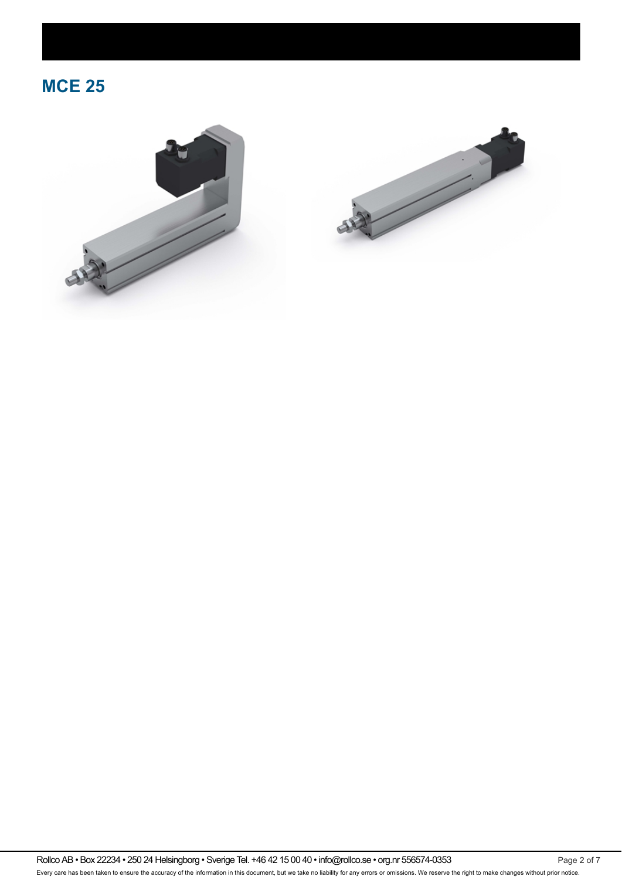## MCE 25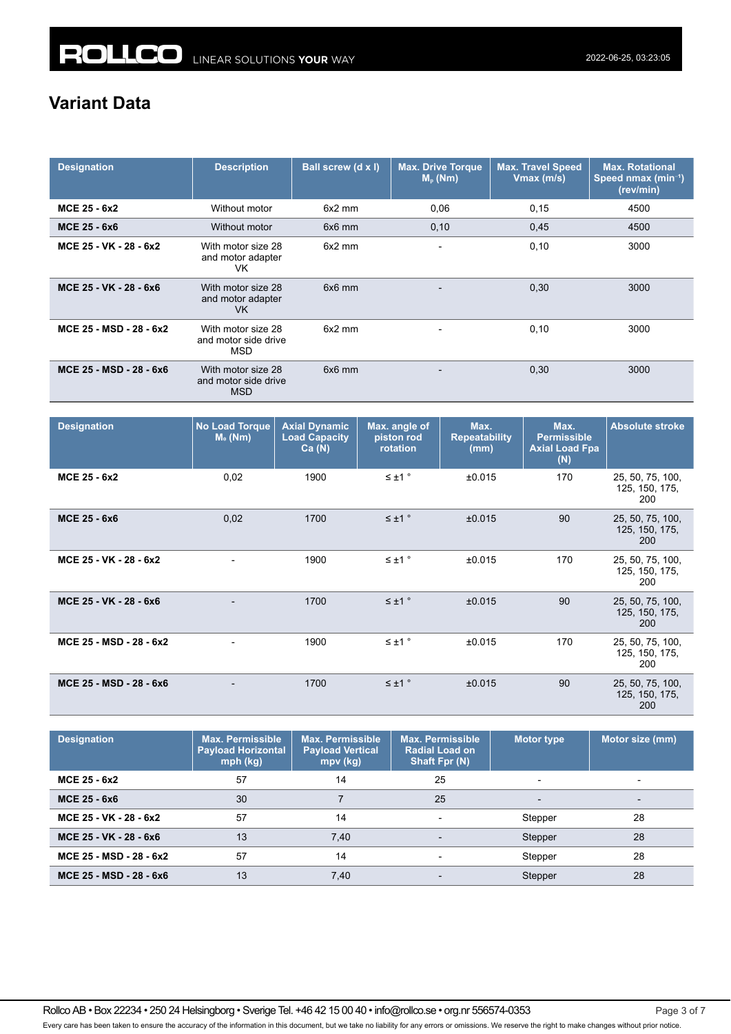## Variant Data

| Designation | Description | Ball screw (d x l) | Max. Drive Torque $M_p$ (Nm) | Max. Travel Speed Vmax (m/s) | Max. Rotational Speed nmax (min$^{-1}$) (rev/min) |
|---|---|---|---|---|---|
| **MCE 25 - 6x2** | Without motor | 6x2 mm | 0,06 | 0,15 | 4500 |
| **MCE 25 - 6x6** | Without motor | 6x6 mm | 0,10 | 0,45 | 4500 |
| **MCE 25 - VK - 28 - 6x2** | With motor size 28 and motor adapter VK | 6x2 mm | - | 0,10 | 3000 |
| **MCE 25 - VK - 28 - 6x6** | With motor size 28 and motor adapter VK | 6x6 mm | - | 0,30 | 3000 |
| **MCE 25 - MSD - 28 - 6x2** | With motor size 28 and motor side drive MSD | 6x2 mm | - | 0,10 | 3000 |
| **MCE 25 - MSD - 28 - 6x6** | With motor size 28 and motor side drive MSD | 6x6 mm | - | 0,30 | 3000 |

| Designation | No Load Torque $M_e$ (Nm) | Axial Dynamic Load Capacity Ca (N) | Max. angle of piston rod rotation | Max. Repeatability (mm) | Max. Permissible Axial Load Fpa (N) | Absolute stroke |
|---|---|---|---|---|---|---|
| **MCE 25 - 6x2** | 0,02 | 1900 | ≤ ±1 ° | ±0.015 | 170 | 25, 50, 75, 100, 125, 150, 175, 200 |
| **MCE 25 - 6x6** | 0,02 | 1700 | ≤ ±1 ° | ±0.015 | 90 | 25, 50, 75, 100, 125, 150, 175, 200 |
| **MCE 25 - VK - 28 - 6x2** | - | 1900 | ≤ ±1 ° | ±0.015 | 170 | 25, 50, 75, 100, 125, 150, 175, 200 |
| **MCE 25 - VK - 28 - 6x6** | - | 1700 | ≤ ±1 ° | ±0.015 | 90 | 25, 50, 75, 100, 125, 150, 175, 200 |
| **MCE 25 - MSD - 28 - 6x2** | - | 1900 | ≤ ±1 ° | ±0.015 | 170 | 25, 50, 75, 100, 125, 150, 175, 200 |
| **MCE 25 - MSD - 28 - 6x6** | - | 1700 | ≤ ±1 ° | ±0.015 | 90 | 25, 50, 75, 100, 125, 150, 175, 200 |

| Designation | Max. Permissible Payload Horizontal mph (kg) | Max. Permissible Payload Vertical mpv (kg) | Max. Permissible Radial Load on Shaft Fpr (N) | Motor type | Motor size (mm) |
|---|---|---|---|---|---|
| **MCE 25 - 6x2** | 57 | 14 | 25 | - | - |
| **MCE 25 - 6x6** | 30 | 7 | 25 | - | - |
| **MCE 25 - VK - 28 - 6x2** | 57 | 14 | - | Stepper | 28 |
| **MCE 25 - VK - 28 - 6x6** | 13 | 7,40 | - | Stepper | 28 |
| **MCE 25 - MSD - 28 - 6x2** | 57 | 14 | - | Stepper | 28 |
| **MCE 25 - MSD - 28 - 6x6** | 13 | 7,40 | - | Stepper | 28 |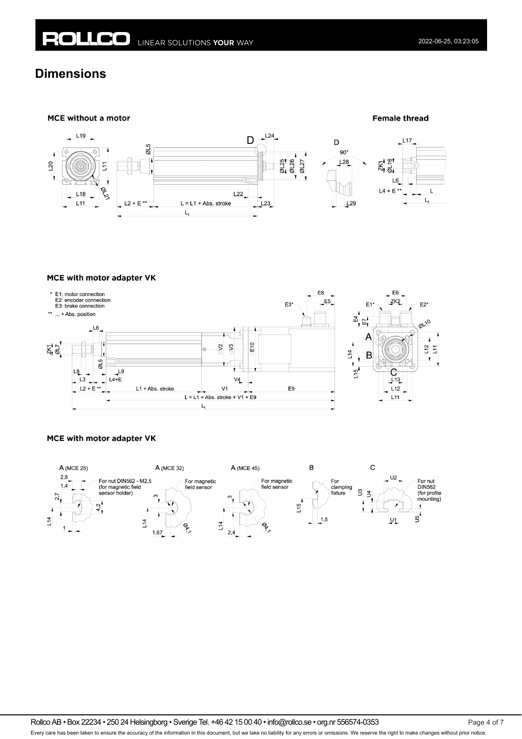# Dimensions

**MCE without a motor**

**Female thread**

**MCE with motor adapter VK**

\* E1: motor connection
E2: encoder connection
E3: brake connection

** ... + Abs. position

**MCE with motor adapter VK**

A (MCE 25) — For nut DIN562 - M2,5 (for magnetic field sensor holder)

A (MCE 32) — For magnetic field sensor

A (MCE 45) — For magnetic field sensor

B — For clamping fixture

C — For nut DIN562 (for profile mounting)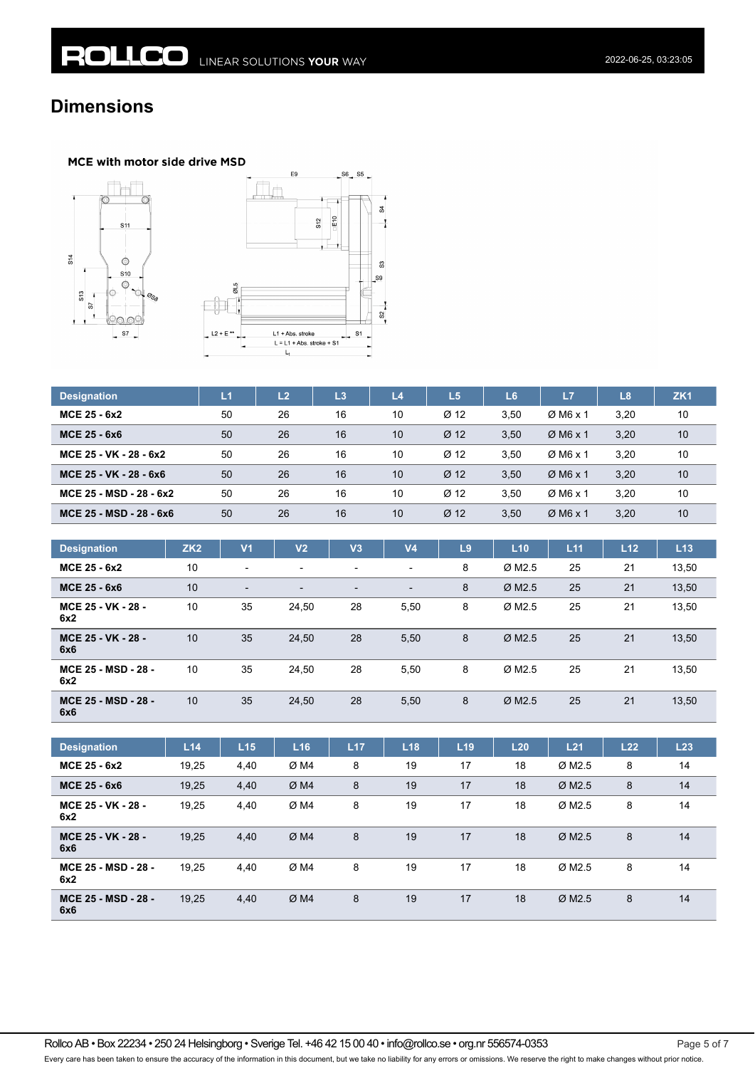## Dimensions

MCE with motor side drive MSD

| Designation | L1 | L2 | L3 | L4 | L5 | L6 | L7 | L8 | ZK1 |
|---|---|---|---|---|---|---|---|---|---|
| **MCE 25 - 6x2** | 50 | 26 | 16 | 10 | Ø 12 | 3,50 | Ø M6 x 1 | 3,20 | 10 |
| **MCE 25 - 6x6** | 50 | 26 | 16 | 10 | Ø 12 | 3,50 | Ø M6 x 1 | 3,20 | 10 |
| **MCE 25 - VK - 28 - 6x2** | 50 | 26 | 16 | 10 | Ø 12 | 3,50 | Ø M6 x 1 | 3,20 | 10 |
| **MCE 25 - VK - 28 - 6x6** | 50 | 26 | 16 | 10 | Ø 12 | 3,50 | Ø M6 x 1 | 3,20 | 10 |
| **MCE 25 - MSD - 28 - 6x2** | 50 | 26 | 16 | 10 | Ø 12 | 3,50 | Ø M6 x 1 | 3,20 | 10 |
| **MCE 25 - MSD - 28 - 6x6** | 50 | 26 | 16 | 10 | Ø 12 | 3,50 | Ø M6 x 1 | 3,20 | 10 |

| Designation | ZK2 | V1 | V2 | V3 | V4 | L9 | L10 | L11 | L12 | L13 |
|---|---|---|---|---|---|---|---|---|---|---|
| **MCE 25 - 6x2** | 10 | - | - | - | - | 8 | Ø M2.5 | 25 | 21 | 13,50 |
| **MCE 25 - 6x6** | 10 | - | - | - | - | 8 | Ø M2.5 | 25 | 21 | 13,50 |
| **MCE 25 - VK - 28 - 6x2** | 10 | 35 | 24,50 | 28 | 5,50 | 8 | Ø M2.5 | 25 | 21 | 13,50 |
| **MCE 25 - VK - 28 - 6x6** | 10 | 35 | 24,50 | 28 | 5,50 | 8 | Ø M2.5 | 25 | 21 | 13,50 |
| **MCE 25 - MSD - 28 - 6x2** | 10 | 35 | 24,50 | 28 | 5,50 | 8 | Ø M2.5 | 25 | 21 | 13,50 |
| **MCE 25 - MSD - 28 - 6x6** | 10 | 35 | 24,50 | 28 | 5,50 | 8 | Ø M2.5 | 25 | 21 | 13,50 |

| Designation | L14 | L15 | L16 | L17 | L18 | L19 | L20 | L21 | L22 | L23 |
|---|---|---|---|---|---|---|---|---|---|---|
| **MCE 25 - 6x2** | 19,25 | 4,40 | Ø M4 | 8 | 19 | 17 | 18 | Ø M2.5 | 8 | 14 |
| **MCE 25 - 6x6** | 19,25 | 4,40 | Ø M4 | 8 | 19 | 17 | 18 | Ø M2.5 | 8 | 14 |
| **MCE 25 - VK - 28 - 6x2** | 19,25 | 4,40 | Ø M4 | 8 | 19 | 17 | 18 | Ø M2.5 | 8 | 14 |
| **MCE 25 - VK - 28 - 6x6** | 19,25 | 4,40 | Ø M4 | 8 | 19 | 17 | 18 | Ø M2.5 | 8 | 14 |
| **MCE 25 - MSD - 28 - 6x2** | 19,25 | 4,40 | Ø M4 | 8 | 19 | 17 | 18 | Ø M2.5 | 8 | 14 |
| **MCE 25 - MSD - 28 - 6x6** | 19,25 | 4,40 | Ø M4 | 8 | 19 | 17 | 18 | Ø M2.5 | 8 | 14 |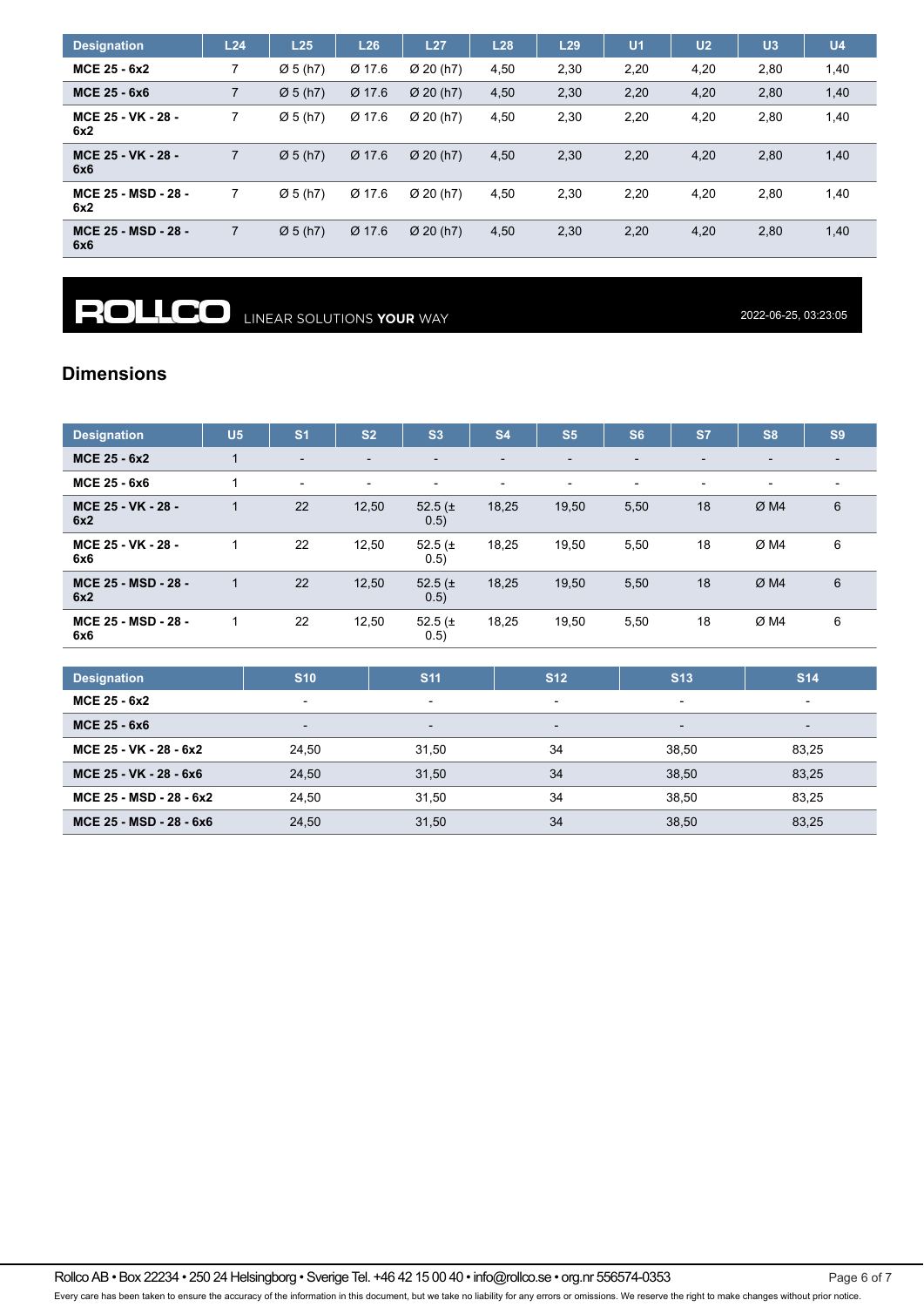| Designation | L24 | L25 | L26 | L27 | L28 | L29 | U1 | U2 | U3 | U4 |
|---|---|---|---|---|---|---|---|---|---|---|
| MCE 25 - 6x2 | 7 | Ø 5 (h7) | Ø 17.6 | Ø 20 (h7) | 4,50 | 2,30 | 2,20 | 4,20 | 2,80 | 1,40 |
| MCE 25 - 6x6 | 7 | Ø 5 (h7) | Ø 17.6 | Ø 20 (h7) | 4,50 | 2,30 | 2,20 | 4,20 | 2,80 | 1,40 |
| MCE 25 - VK - 28 - 6x2 | 7 | Ø 5 (h7) | Ø 17.6 | Ø 20 (h7) | 4,50 | 2,30 | 2,20 | 4,20 | 2,80 | 1,40 |
| MCE 25 - VK - 28 - 6x6 | 7 | Ø 5 (h7) | Ø 17.6 | Ø 20 (h7) | 4,50 | 2,30 | 2,20 | 4,20 | 2,80 | 1,40 |
| MCE 25 - MSD - 28 - 6x2 | 7 | Ø 5 (h7) | Ø 17.6 | Ø 20 (h7) | 4,50 | 2,30 | 2,20 | 4,20 | 2,80 | 1,40 |
| MCE 25 - MSD - 28 - 6x6 | 7 | Ø 5 (h7) | Ø 17.6 | Ø 20 (h7) | 4,50 | 2,30 | 2,20 | 4,20 | 2,80 | 1,40 |

ROLLCO LINEAR SOLUTIONS **YOUR** WAY 2022-06-25, 03:23:05

## Dimensions

| Designation | U5 | S1 | S2 | S3 | S4 | S5 | S6 | S7 | S8 | S9 |
|---|---|---|---|---|---|---|---|---|---|---|
| MCE 25 - 6x2 | 1 | - | - | - | - | - | - | - | - | - |
| MCE 25 - 6x6 | 1 | - | - | - | - | - | - | - | - | - |
| MCE 25 - VK - 28 - 6x2 | 1 | 22 | 12,50 | 52.5 (± 0.5) | 18,25 | 19,50 | 5,50 | 18 | Ø M4 | 6 |
| MCE 25 - VK - 28 - 6x6 | 1 | 22 | 12,50 | 52.5 (± 0.5) | 18,25 | 19,50 | 5,50 | 18 | Ø M4 | 6 |
| MCE 25 - MSD - 28 - 6x2 | 1 | 22 | 12,50 | 52.5 (± 0.5) | 18,25 | 19,50 | 5,50 | 18 | Ø M4 | 6 |
| MCE 25 - MSD - 28 - 6x6 | 1 | 22 | 12,50 | 52.5 (± 0.5) | 18,25 | 19,50 | 5,50 | 18 | Ø M4 | 6 |

| Designation | S10 | S11 | S12 | S13 | S14 |
|---|---|---|---|---|---|
| MCE 25 - 6x2 | - | - | - | - | - |
| MCE 25 - 6x6 | - | - | - | - | - |
| MCE 25 - VK - 28 - 6x2 | 24,50 | 31,50 | 34 | 38,50 | 83,25 |
| MCE 25 - VK - 28 - 6x6 | 24,50 | 31,50 | 34 | 38,50 | 83,25 |
| MCE 25 - MSD - 28 - 6x2 | 24,50 | 31,50 | 34 | 38,50 | 83,25 |
| MCE 25 - MSD - 28 - 6x6 | 24,50 | 31,50 | 34 | 38,50 | 83,25 |

Rollco AB • Box 22234 • 250 24 Helsingborg • Sverige Tel. +46 42 15 00 40 • info@rollco.se • org.nr 556574-0353

Every care has been taken to ensure the accuracy of the information in this document, but we take no liability for any errors or omissions. We reserve the right to make changes without prior notice.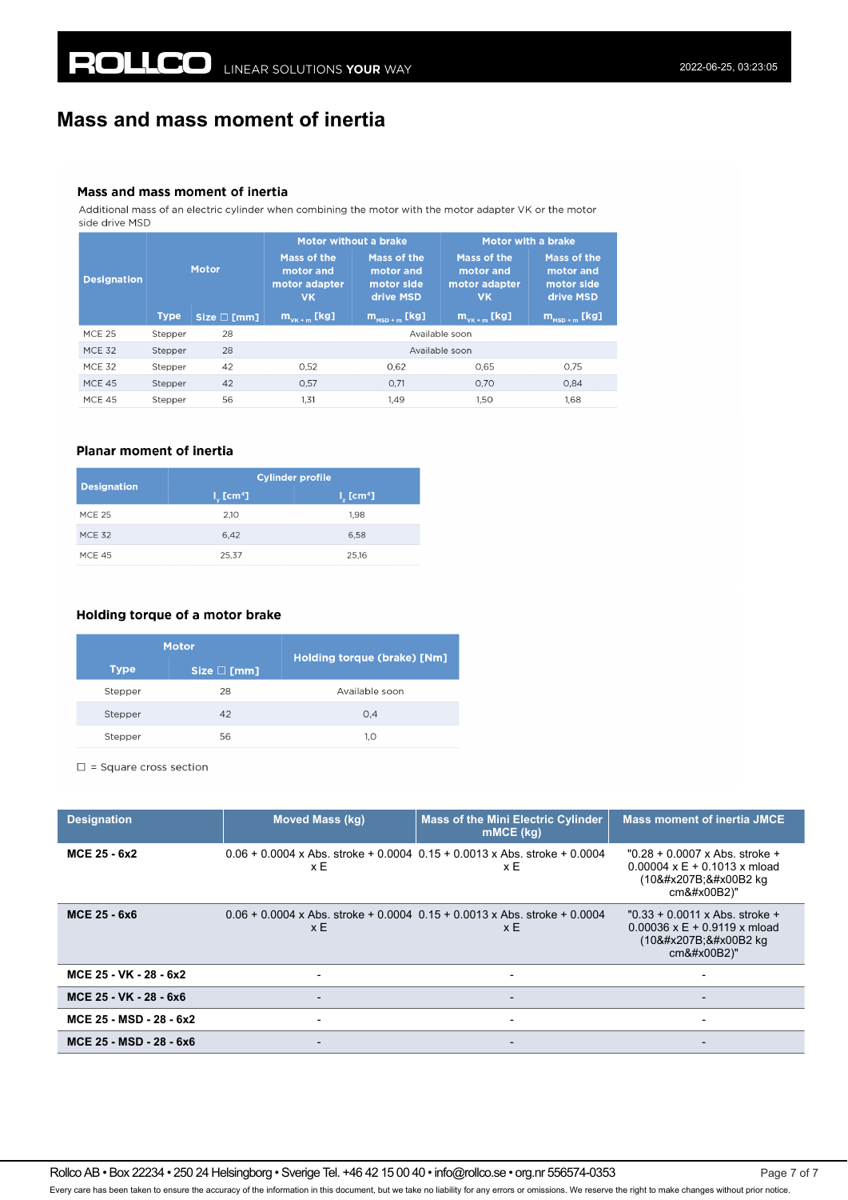# Mass and mass moment of inertia

### Mass and mass moment of inertia

Additional mass of an electric cylinder when combining the motor with the motor adapter VK or the motor side drive MSD

| Designation | Motor | | Motor without a brake | | Motor with a brake | |
|---|---|---|---|---|---|---|
| | | | Mass of the motor and motor adapter VK | Mass of the motor and motor side drive MSD | Mass of the motor and motor adapter VK | Mass of the motor and motor side drive MSD |
| | Type | Size □ [mm] | $m_{VK+m}$ [kg] | $m_{MSD+m}$ [kg] | $m_{VK+m}$ [kg] | $m_{MSD+m}$ [kg] |
| MCE 25 | Stepper | 28 | Available soon | | | |
| MCE 32 | Stepper | 28 | Available soon | | | |
| MCE 32 | Stepper | 42 | 0,52 | 0,62 | 0,65 | 0,75 |
| MCE 45 | Stepper | 42 | 0,57 | 0,71 | 0,70 | 0,84 |
| MCE 45 | Stepper | 56 | 1,31 | 1,49 | 1,50 | 1,68 |

### Planar moment of inertia

| Designation | Cylinder profile | |
|---|---|---|
| | $I_y$ [cm⁴] | $I_z$ [cm⁴] |
| MCE 25 | 2,10 | 1,98 |
| MCE 32 | 6,42 | 6,58 |
| MCE 45 | 25,37 | 25,16 |

### Holding torque of a motor brake

| Motor | | Holding torque (brake) [Nm] |
|---|---|---|
| Type | Size □ [mm] | |
| Stepper | 28 | Available soon |
| Stepper | 42 | 0,4 |
| Stepper | 56 | 1,0 |

□ = Square cross section

| Designation | Moved Mass (kg) | Mass of the Mini Electric Cylinder mMCE (kg) | Mass moment of inertia JMCE |
|---|---|---|---|
| **MCE 25 - 6x2** | 0.06 + 0.0004 x Abs. stroke + 0.0004 x E | 0.15 + 0.0013 x Abs. stroke + 0.0004 x E | "0.28 + 0.0007 x Abs. stroke + 0.00004 x E + 0.1013 x mload (10&#x207B;&#x00B2 kg cm&#x00B2)" |
| **MCE 25 - 6x6** | 0.06 + 0.0004 x Abs. stroke + 0.0004 x E | 0.15 + 0.0013 x Abs. stroke + 0.0004 x E | "0.33 + 0.0011 x Abs. stroke + 0.00036 x E + 0.9119 x mload (10&#x207B;&#x00B2 kg cm&#x00B2)" |
| **MCE 25 - VK - 28 - 6x2** | - | - | - |
| **MCE 25 - VK - 28 - 6x6** | - | - | - |
| **MCE 25 - MSD - 28 - 6x2** | - | - | - |
| **MCE 25 - MSD - 28 - 6x6** | - | - | - |